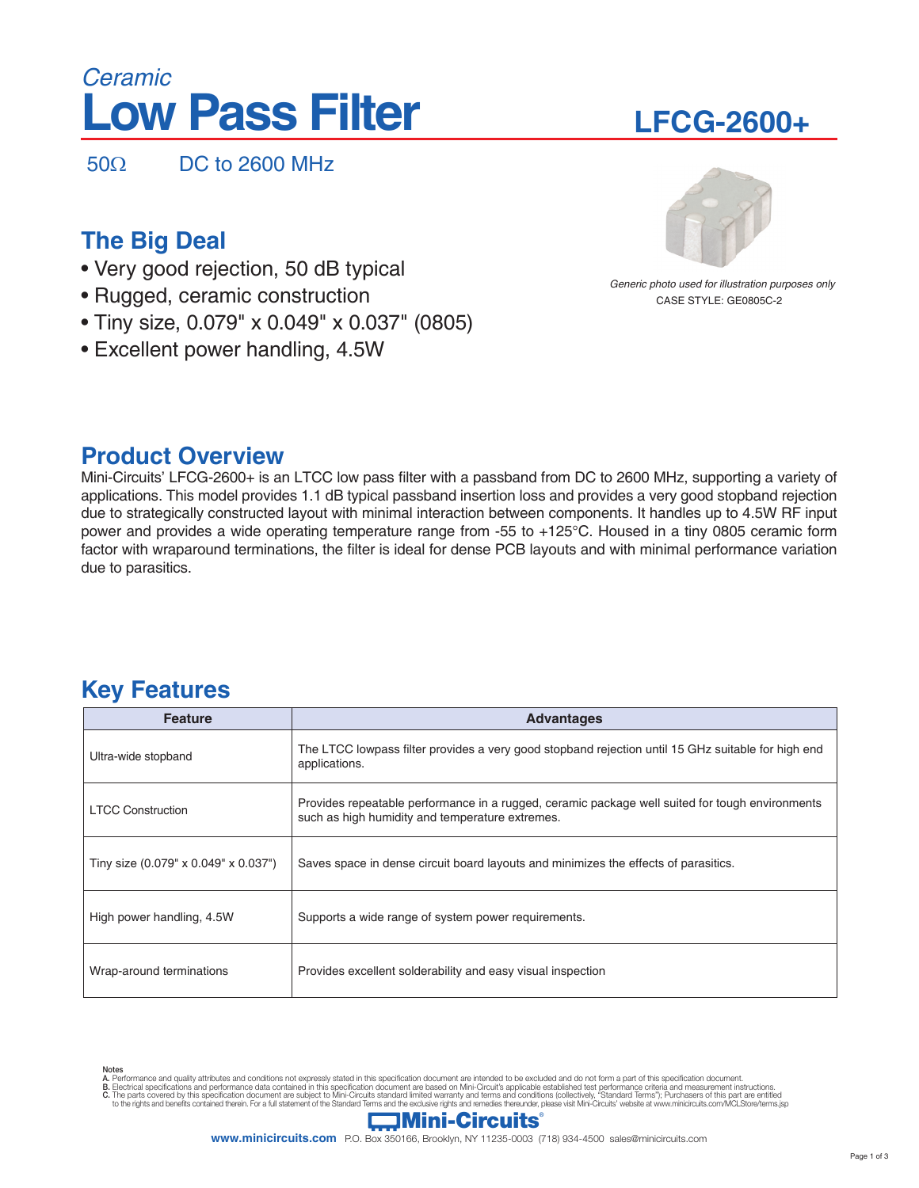*Ceramic*

# Low Pass Filter

# LFCG-2600+

50Ω DC to 2600 MHz

*Generic photo used for illustration purposes only*
CASE STYLE: GE0805C-2

## The Big Deal

- Very good rejection, 50 dB typical
- Rugged, ceramic construction
- Tiny size, 0.079" x 0.049" x 0.037" (0805)
- Excellent power handling, 4.5W

## Product Overview

Mini-Circuits' LFCG-2600+ is an LTCC low pass filter with a passband from DC to 2600 MHz, supporting a variety of applications. This model provides 1.1 dB typical passband insertion loss and provides a very good stopband rejection due to strategically constructed layout with minimal interaction between components. It handles up to 4.5W RF input power and provides a wide operating temperature range from -55 to +125°C. Housed in a tiny 0805 ceramic form factor with wraparound terminations, the filter is ideal for dense PCB layouts and with minimal performance variation due to parasitics.

## Key Features

| Feature | Advantages |
|---|---|
| Ultra-wide stopband | The LTCC lowpass filter provides a very good stopband rejection until 15 GHz suitable for high end applications. |
| LTCC Construction | Provides repeatable performance in a rugged, ceramic package well suited for tough environments such as high humidity and temperature extremes. |
| Tiny size (0.079" x 0.049" x 0.037") | Saves space in dense circuit board layouts and minimizes the effects of parasitics. |
| High power handling, 4.5W | Supports a wide range of system power requirements. |
| Wrap-around terminations | Provides excellent solderability and easy visual inspection |

Notes
A. Performance and quality attributes and conditions not expressly stated in this specification document are intended to be excluded and do not form a part of this specification document.
B. Electrical specifications and performance data contained in this specification document are based on Mini-Circuit's applicable established test performance criteria and measurement instructions.
C. The parts covered by this specification document are subject to Mini-Circuits standard limited warranty and terms and conditions (collectively, "Standard Terms"); Purchasers of this part are entitled to the rights and benefits contained therein. For a full statement of the Standard Terms and the exclusive rights and remedies thereunder, please visit Mini-Circuits' website at www.minicircuits.com/MCLStore/terms.jsp

Mini-Circuits®
www.minicircuits.com P.O. Box 350166, Brooklyn, NY 11235-0003 (718) 934-4500 sales@minicircuits.com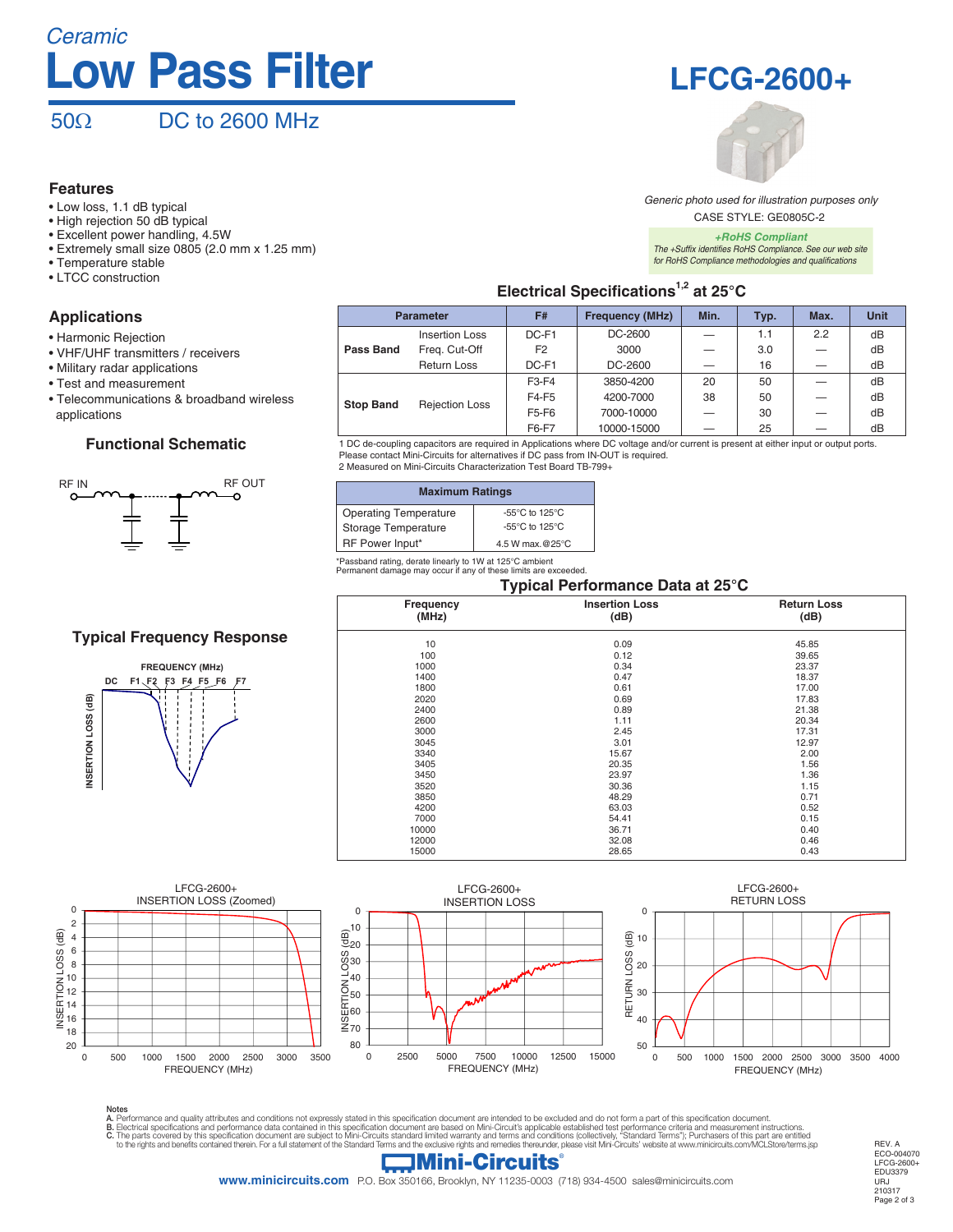*Ceramic*

# Low Pass Filter

# LFCG-2600+

50Ω DC to 2600 MHz

*Generic photo used for illustration purposes only*

CASE STYLE: GE0805C-2

***+RoHS Compliant***
*The +Suffix identifies RoHS Compliance. See our web site for RoHS Compliance methodologies and qualifications*

## Features

- Low loss, 1.1 dB typical
- High rejection 50 dB typical
- Excellent power handling, 4.5W
- Extremely small size 0805 (2.0 mm x 1.25 mm)
- Temperature stable
- LTCC construction

## Applications

- Harmonic Rejection
- VHF/UHF transmitters / receivers
- Military radar applications
- Test and measurement
- Telecommunications & broadband wireless applications

## Electrical Specifications[1,2] at 25°C

| Parameter | | F# | Frequency (MHz) | Min. | Typ. | Max. | Unit |
|---|---|---|---|---|---|---|---|
| Pass Band | Insertion Loss | DC-F1 | DC-2600 | — | 1.1 | 2.2 | dB |
| | Freq. Cut-Off | F2 | 3000 | — | 3.0 | — | dB |
| | Return Loss | DC-F1 | DC-2600 | — | 16 | — | dB |
| Stop Band | Rejection Loss | F3-F4 | 3850-4200 | 20 | 50 | — | dB |
| | | F4-F5 | 4200-7000 | 38 | 50 | — | dB |
| | | F5-F6 | 7000-10000 | — | 30 | — | dB |
| | | F6-F7 | 10000-15000 | — | 25 | — | dB |

1 DC de-coupling capacitors are required in Applications where DC voltage and/or current is present at either input or output ports. Please contact Mini-Circuits for alternatives if DC pass from IN-OUT is required.
2 Measured on Mini-Circuits Characterization Test Board TB-799+

## Functional Schematic

RF IN — RF OUT

## Maximum Ratings

| Parameter | Rating |
|---|---|
| Operating Temperature | -55°C to 125°C |
| Storage Temperature | -55°C to 125°C |
| RF Power Input* | 4.5 W max.@25°C |

*Passband rating, derate linearly to 1W at 125°C ambient
Permanent damage may occur if any of these limits are exceeded.

## Typical Frequency Response

FREQUENCY (MHz): DC, F1, F2, F3, F4, F5, F6, F7
INSERTION LOSS (dB)

## Typical Performance Data at 25°C

| Frequency (MHz) | Insertion Loss (dB) | Return Loss (dB) |
|---|---|---|
| 10 | 0.09 | 45.85 |
| 100 | 0.12 | 39.65 |
| 1000 | 0.34 | 23.37 |
| 1400 | 0.47 | 18.37 |
| 1800 | 0.61 | 17.00 |
| 2020 | 0.69 | 17.83 |
| 2400 | 0.89 | 21.38 |
| 2600 | 1.11 | 20.34 |
| 3000 | 2.45 | 17.31 |
| 3045 | 3.01 | 12.97 |
| 3340 | 15.67 | 2.00 |
| 3405 | 20.35 | 1.56 |
| 3450 | 23.97 | 1.36 |
| 3520 | 30.36 | 1.15 |
| 3850 | 48.29 | 0.71 |
| 4200 | 63.03 | 0.52 |
| 7000 | 54.41 | 0.15 |
| 10000 | 36.71 | 0.40 |
| 12000 | 32.08 | 0.46 |
| 15000 | 28.65 | 0.43 |

LFCG-2600+ INSERTION LOSS (Zoomed) — INSERTION LOSS (dB) vs FREQUENCY (MHz)

LFCG-2600+ INSERTION LOSS — INSERTION LOSS (dB) vs FREQUENCY (MHz)

LFCG-2600+ RETURN LOSS — RETURN LOSS (dB) vs FREQUENCY (MHz)

Notes
A. Performance and quality attributes and conditions not expressly stated in this specification document are intended to be excluded and do not form a part of this specification document.
B. Electrical specifications and performance data contained in this specification document are based on Mini-Circuit's applicable established test performance criteria and measurement instructions.
C. The parts covered by this specification document are subject to Mini-Circuits standard limited warranty and terms and conditions (collectively, "Standard Terms"); Purchasers of this part are entitled to the rights and benefits contained therein. For a full statement of the Standard Terms and the exclusive rights and remedies thereunder, please visit Mini-Circuits' website at www.minicircuits.com/MCLStore/terms.jsp

Mini-Circuits®
www.minicircuits.com P.O. Box 350166, Brooklyn, NY 11235-0003 (718) 934-4500 sales@minicircuits.com

REV. A
ECO-004070
LFCG-2600+
EDU3379
URJ
210317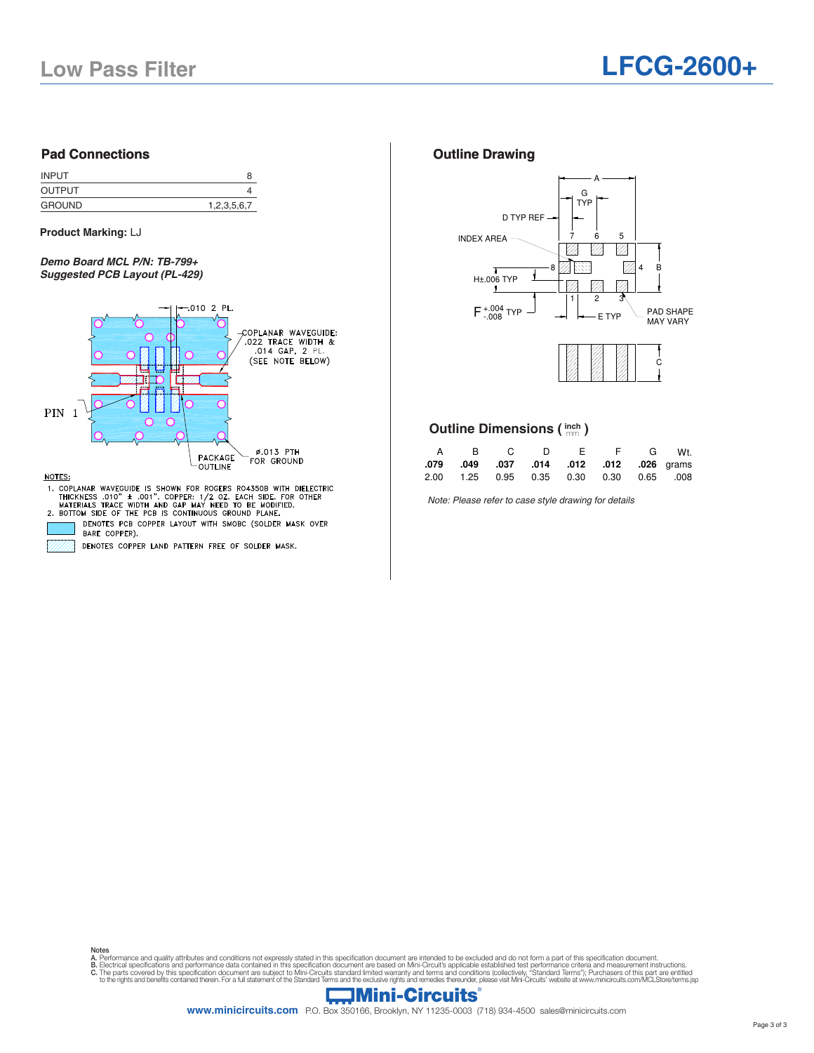# Low Pass Filter

# LFCG-2600+

## Pad Connections

| | |
|---|---|
| INPUT | 8 |
| OUTPUT | 4 |
| GROUND | 1,2,3,5,6,7 |

**Product Marking:** LJ

***Demo Board MCL P/N: TB-799+***
***Suggested PCB Layout (PL-429)***

.010 2 PL.

COPLANAR WAVEGUIDE: .022 TRACE WIDTH & .014 GAP, 2 PL. (SEE NOTE BELOW)

PIN 1

PACKAGE OUTLINE

ø.013 PTH FOR GROUND

NOTES:

1. COPLANAR WAVEGUIDE IS SHOWN FOR ROGERS RO4350B WITH DIELECTRIC THICKNESS .010" ± .001". COPPER: 1/2 OZ. EACH SIDE. FOR OTHER MATERIALS TRACE WIDTH AND GAP MAY NEED TO BE MODIFIED.
2. BOTTOM SIDE OF THE PCB IS CONTINUOUS GROUND PLANE.

DENOTES PCB COPPER LAYOUT WITH SMOBC (SOLDER MASK OVER BARE COPPER).

DENOTES COPPER LAND PATTERN FREE OF SOLDER MASK.

## Outline Drawing

A
G TYP
D TYP REF
INDEX AREA
7 6 5
8 4 B
H±.006 TYP
1 2 3
F +.004/-.008 TYP
E TYP
PAD SHAPE MAY VARY
C

## Outline Dimensions ( inch / mm )

| A | B | C | D | E | F | G | Wt. |
|---|---|---|---|---|---|---|---|
| **.079** | **.049** | **.037** | **.014** | **.012** | **.012** | **.026** | grams |
| 2.00 | 1.25 | 0.95 | 0.35 | 0.30 | 0.30 | 0.65 | .008 |

*Note: Please refer to case style drawing for details*

Notes
**A.** Performance and quality attributes and conditions not expressly stated in this specification document are intended to be excluded and do not form a part of this specification document.
**B.** Electrical specifications and performance data contained in this specification document are based on Mini-Circuit's applicable established test performance criteria and measurement instructions.
**C.** The parts covered by this specification document are subject to Mini-Circuits standard limited warranty and terms and conditions (collectively, "Standard Terms"); Purchasers of this part are entitled to the rights and benefits contained therein. For a full statement of the Standard Terms and the exclusive rights and remedies thereunder, please visit Mini-Circuits' website at www.minicircuits.com/MCLStore/terms.jsp

Mini-Circuits®
**www.minicircuits.com** P.O. Box 350166, Brooklyn, NY 11235-0003 (718) 934-4500 sales@minicircuits.com